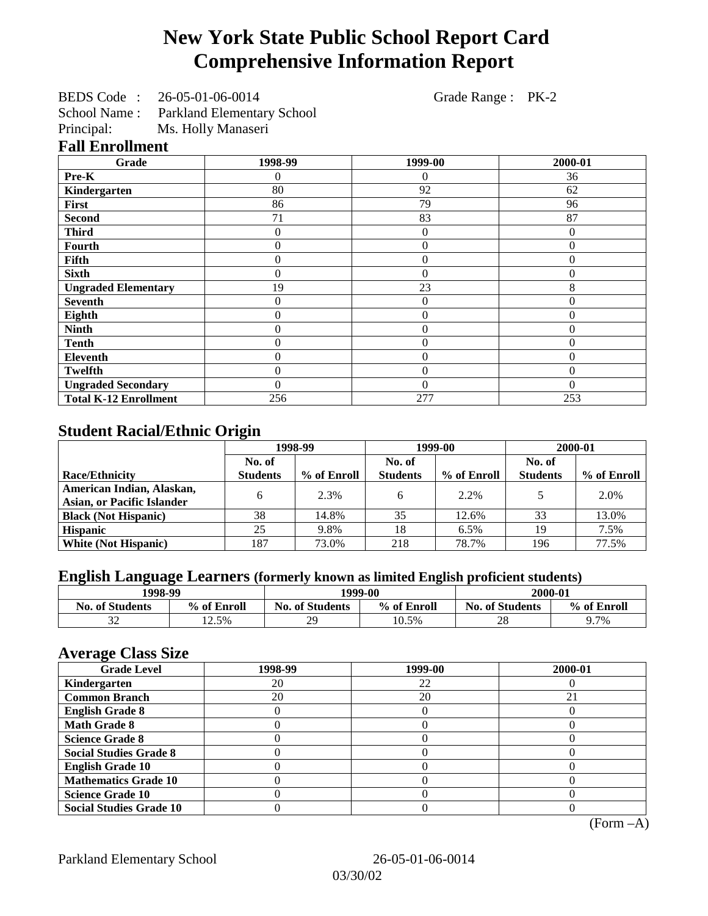# New York State Public School Report Card
# Comprehensive Information Report

BEDS Code : 26-05-01-06-0014 Grade Range : PK-2
School Name : Parkland Elementary School
Principal: Ms. Holly Manaseri

## Fall Enrollment

| Grade | 1998-99 | 1999-00 | 2000-01 |
|---|---|---|---|
| Pre-K | 0 | 0 | 36 |
| Kindergarten | 80 | 92 | 62 |
| First | 86 | 79 | 96 |
| Second | 71 | 83 | 87 |
| Third | 0 | 0 | 0 |
| Fourth | 0 | 0 | 0 |
| Fifth | 0 | 0 | 0 |
| Sixth | 0 | 0 | 0 |
| Ungraded Elementary | 19 | 23 | 8 |
| Seventh | 0 | 0 | 0 |
| Eighth | 0 | 0 | 0 |
| Ninth | 0 | 0 | 0 |
| Tenth | 0 | 0 | 0 |
| Eleventh | 0 | 0 | 0 |
| Twelfth | 0 | 0 | 0 |
| Ungraded Secondary | 0 | 0 | 0 |
| Total K-12 Enrollment | 256 | 277 | 253 |

## Student Racial/Ethnic Origin

| | 1998-99 | | 1999-00 | | 2000-01 | |
|---|---|---|---|---|---|---|
| Race/Ethnicity | No. of Students | % of Enroll | No. of Students | % of Enroll | No. of Students | % of Enroll |
| American Indian, Alaskan, Asian, or Pacific Islander | 6 | 2.3% | 6 | 2.2% | 5 | 2.0% |
| Black (Not Hispanic) | 38 | 14.8% | 35 | 12.6% | 33 | 13.0% |
| Hispanic | 25 | 9.8% | 18 | 6.5% | 19 | 7.5% |
| White (Not Hispanic) | 187 | 73.0% | 218 | 78.7% | 196 | 77.5% |

## English Language Learners (formerly known as limited English proficient students)

| 1998-99 | | 1999-00 | | 2000-01 | |
|---|---|---|---|---|---|
| No. of Students | % of Enroll | No. of Students | % of Enroll | No. of Students | % of Enroll |
| 32 | 12.5% | 29 | 10.5% | 28 | 9.7% |

## Average Class Size

| Grade Level | 1998-99 | 1999-00 | 2000-01 |
|---|---|---|---|
| Kindergarten | 20 | 22 | 0 |
| Common Branch | 20 | 20 | 21 |
| English Grade 8 | 0 | 0 | 0 |
| Math Grade 8 | 0 | 0 | 0 |
| Science Grade 8 | 0 | 0 | 0 |
| Social Studies Grade 8 | 0 | 0 | 0 |
| English Grade 10 | 0 | 0 | 0 |
| Mathematics Grade 10 | 0 | 0 | 0 |
| Science Grade 10 | 0 | 0 | 0 |
| Social Studies Grade 10 | 0 | 0 | 0 |

(Form –A)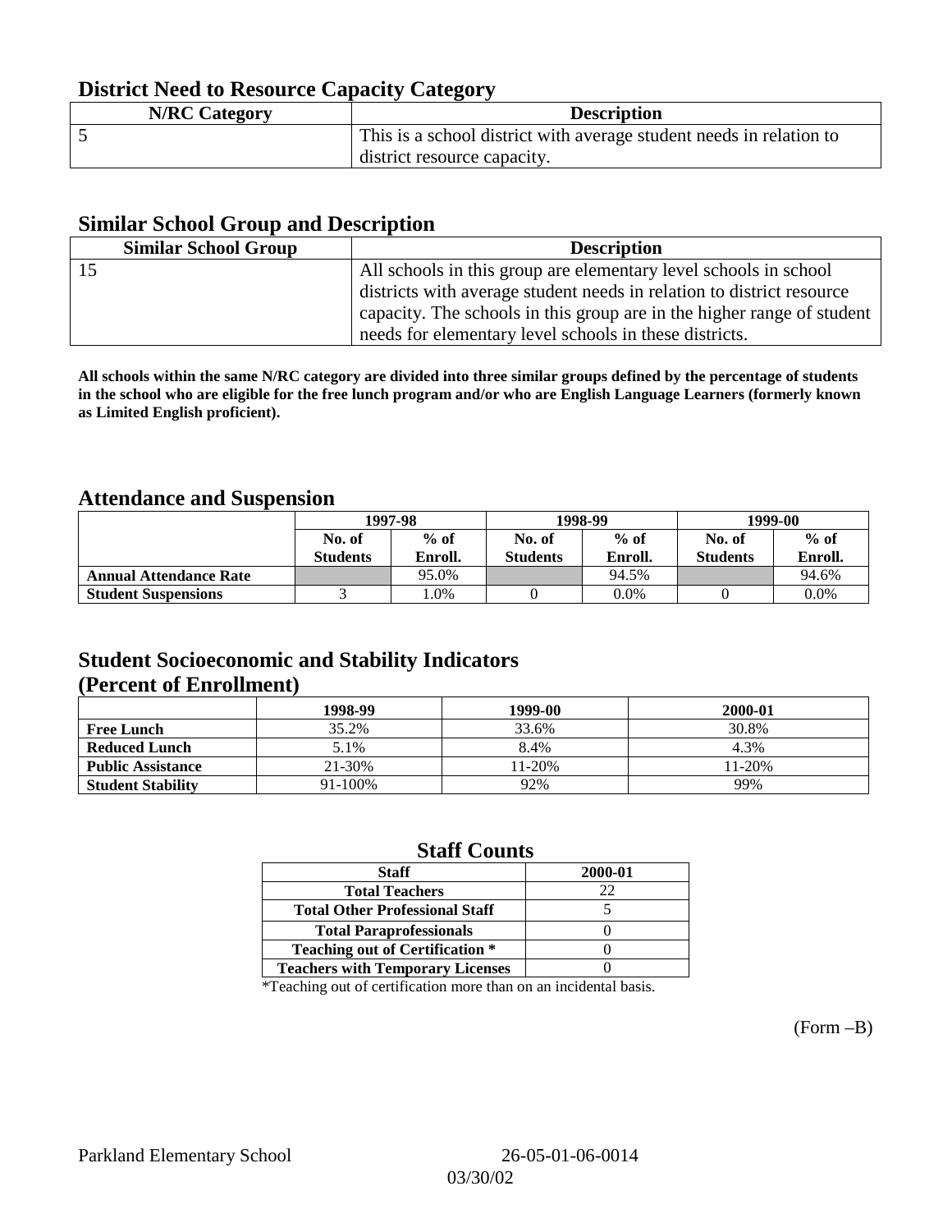## District Need to Resource Capacity Category

| N/RC Category | Description |
|---|---|
| 5 | This is a school district with average student needs in relation to district resource capacity. |

## Similar School Group and Description

| Similar School Group | Description |
|---|---|
| 15 | All schools in this group are elementary level schools in school districts with average student needs in relation to district resource capacity. The schools in this group are in the higher range of student needs for elementary level schools in these districts. |

**All schools within the same N/RC category are divided into three similar groups defined by the percentage of students in the school who are eligible for the free lunch program and/or who are English Language Learners (formerly known as Limited English proficient).**

## Attendance and Suspension

| | 1997-98 | | 1998-99 | | 1999-00 | |
|---|---|---|---|---|---|---|
| | No. of Students | % of Enroll. | No. of Students | % of Enroll. | No. of Students | % of Enroll. |
| **Annual Attendance Rate** | | 95.0% | | 94.5% | | 94.6% |
| **Student Suspensions** | 3 | 1.0% | 0 | 0.0% | 0 | 0.0% |

## Student Socioeconomic and Stability Indicators (Percent of Enrollment)

| | 1998-99 | 1999-00 | 2000-01 |
|---|---|---|---|
| **Free Lunch** | 35.2% | 33.6% | 30.8% |
| **Reduced Lunch** | 5.1% | 8.4% | 4.3% |
| **Public Assistance** | 21-30% | 11-20% | 11-20% |
| **Student Stability** | 91-100% | 92% | 99% |

## Staff Counts

| Staff | 2000-01 |
|---|---|
| Total Teachers | 22 |
| Total Other Professional Staff | 5 |
| Total Paraprofessionals | 0 |
| Teaching out of Certification * | 0 |
| Teachers with Temporary Licenses | 0 |

*Teaching out of certification more than on an incidental basis.

(Form –B)